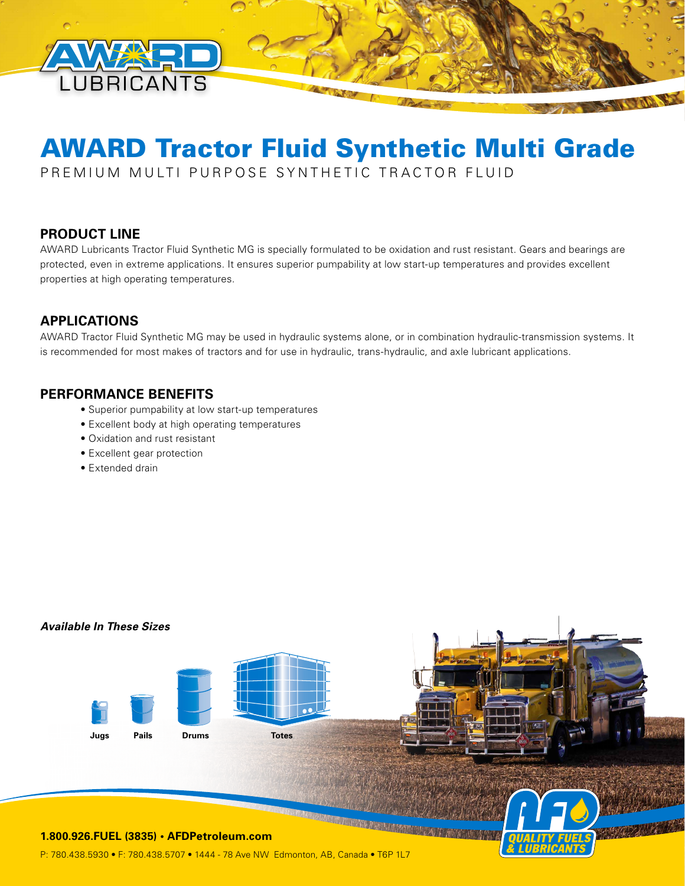# AWARD Tractor Fluid Synthetic Multi Grade

PREMIUM MULTI PURPOSE SYNTHETIC TRACTOR FLUID

## PRODUCT LINE

AWARD Lubricants Tractor Fluid Synthetic MG is specially formulated to be oxidation and rust resistant. Gears and bearings are protected, even in extreme applications. It ensures superior pumpability at low start-up temperatures and provides excellent properties at high operating temperatures.

## APPLICATIONS

AWARD Tractor Fluid Synthetic MG may be used in hydraulic systems alone, or in combination hydraulic-transmission systems. It is recommended for most makes of tractors and for use in hydraulic, trans-hydraulic, and axle lubricant applications.

## PERFORMANCE BENEFITS

- Superior pumpability at low start-up temperatures
- Excellent body at high operating temperatures
- Oxidation and rust resistant
- Excellent gear protection
- Extended drain

***Available In These Sizes***

Jugs   Pails   Drums   Totes

**1.800.926.FUEL (3835) • AFDPetroleum.com**

P: 780.438.5930 • F: 780.438.5707 • 1444 - 78 Ave NW Edmonton, AB, Canada • T6P 1L7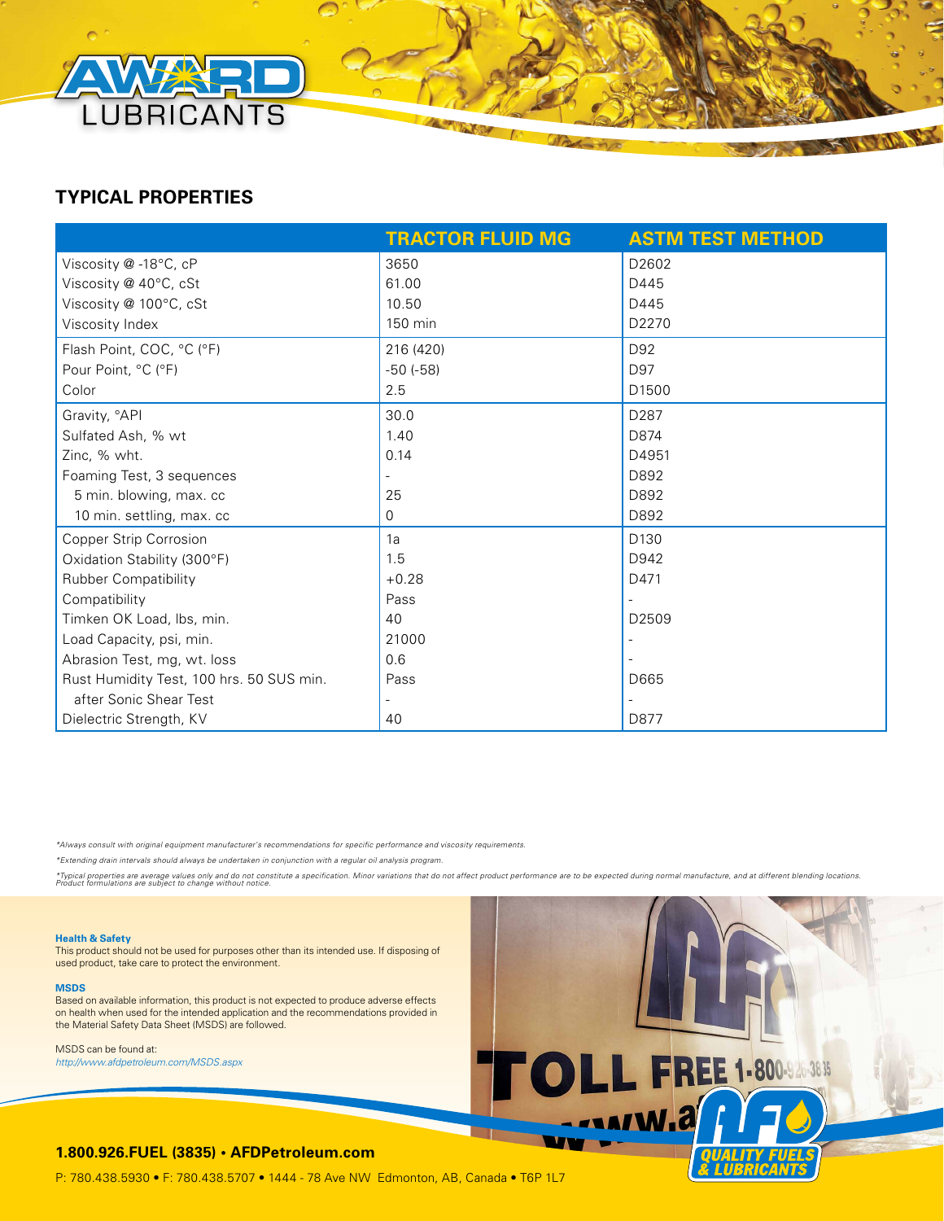## TYPICAL PROPERTIES

| | TRACTOR FLUID MG | ASTM TEST METHOD |
|---|---|---|
| Viscosity @ -18°C, cP | 3650 | D2602 |
| Viscosity @ 40°C, cSt | 61.00 | D445 |
| Viscosity @ 100°C, cSt | 10.50 | D445 |
| Viscosity Index | 150 min | D2270 |
| Flash Point, COC, °C (°F) | 216 (420) | D92 |
| Pour Point, °C (°F) | -50 (-58) | D97 |
| Color | 2.5 | D1500 |
| Gravity, °API | 30.0 | D287 |
| Sulfated Ash, % wt | 1.40 | D874 |
| Zinc, % wht. | 0.14 | D4951 |
| Foaming Test, 3 sequences | - | D892 |
| 5 min. blowing, max. cc | 25 | D892 |
| 10 min. settling, max. cc | 0 | D892 |
| Copper Strip Corrosion | 1a | D130 |
| Oxidation Stability (300°F) | 1.5 | D942 |
| Rubber Compatibility | +0.28 | D471 |
| Compatibility | Pass | - |
| Timken OK Load, lbs, min. | 40 | D2509 |
| Load Capacity, psi, min. | 21000 | - |
| Abrasion Test, mg, wt. loss | 0.6 | - |
| Rust Humidity Test, 100 hrs. 50 SUS min. | Pass | D665 |
| after Sonic Shear Test | - | - |
| Dielectric Strength, KV | 40 | D877 |

*\*Always consult with original equipment manufacturer's recommendations for specific performance and viscosity requirements.*

*\*Extending drain intervals should always be undertaken in conjunction with a regular oil analysis program.*

*\*Typical properties are average values only and do not constitute a specification. Minor variations that do not affect product performance are to be expected during normal manufacture, and at different blending locations. Product formulations are subject to change without notice.*

**Health & Safety**
This product should not be used for purposes other than its intended use. If disposing of used product, take care to protect the environment.

**MSDS**
Based on available information, this product is not expected to produce adverse effects on health when used for the intended application and the recommendations provided in the Material Safety Data Sheet (MSDS) are followed.

MSDS can be found at:
*http://www.afdpetroleum.com/MSDS.aspx*

**1.800.926.FUEL (3835) • AFDPetroleum.com**

P: 780.438.5930 • F: 780.438.5707 • 1444 - 78 Ave NW Edmonton, AB, Canada • T6P 1L7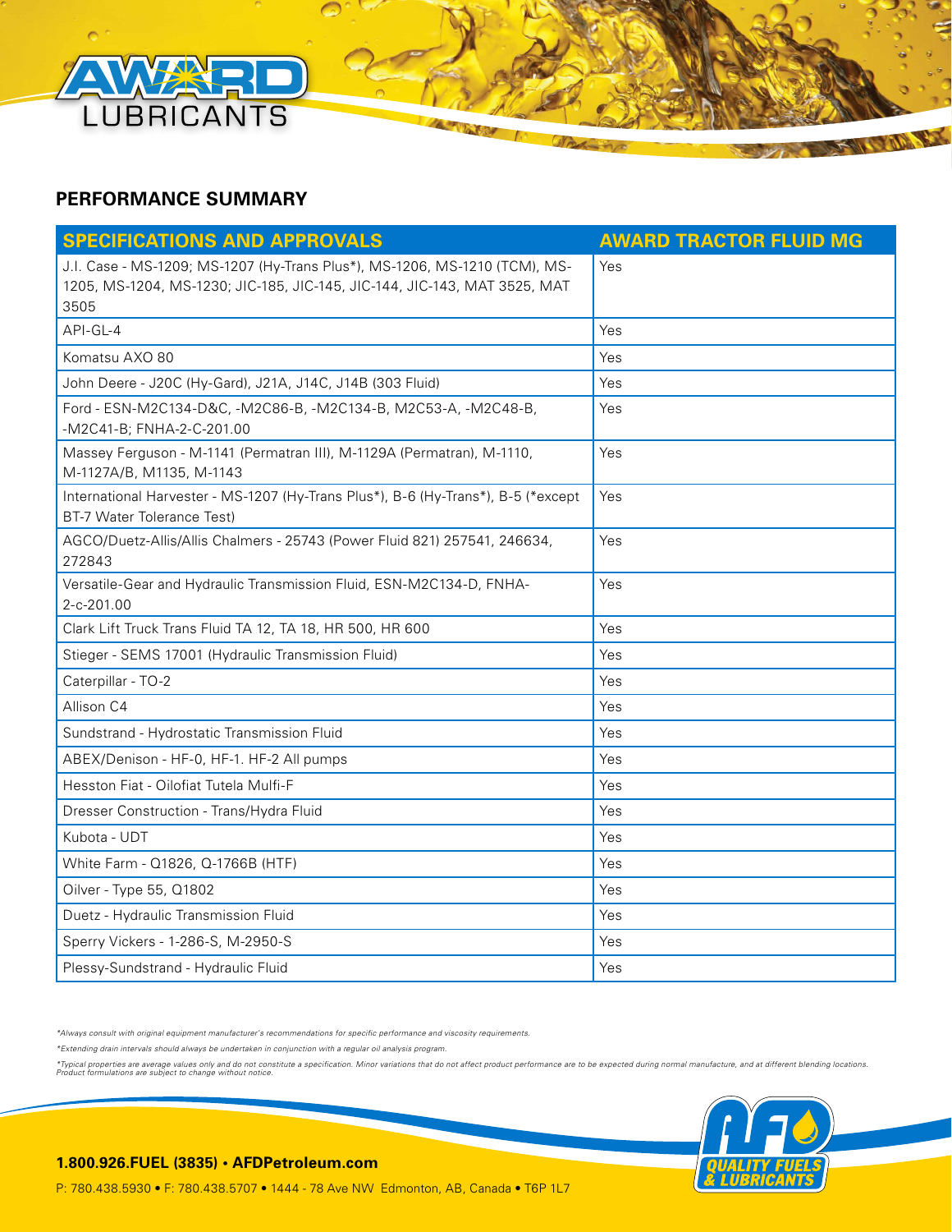## PERFORMANCE SUMMARY

| SPECIFICATIONS AND APPROVALS | AWARD TRACTOR FLUID MG |
|---|---|
| J.I. Case - MS-1209; MS-1207 (Hy-Trans Plus*), MS-1206, MS-1210 (TCM), MS-1205, MS-1204, MS-1230; JIC-185, JIC-145, JIC-144, JIC-143, MAT 3525, MAT 3505 | Yes |
| API-GL-4 | Yes |
| Komatsu AXO 80 | Yes |
| John Deere - J20C (Hy-Gard), J21A, J14C, J14B (303 Fluid) | Yes |
| Ford - ESN-M2C134-D&C, -M2C86-B, -M2C134-B, M2C53-A, -M2C48-B, -M2C41-B; FNHA-2-C-201.00 | Yes |
| Massey Ferguson - M-1141 (Permatran III), M-1129A (Permatran), M-1110, M-1127A/B, M1135, M-1143 | Yes |
| International Harvester - MS-1207 (Hy-Trans Plus*), B-6 (Hy-Trans*), B-5 (*except BT-7 Water Tolerance Test) | Yes |
| AGCO/Duetz-Allis/Allis Chalmers - 25743 (Power Fluid 821) 257541, 246634, 272843 | Yes |
| Versatile-Gear and Hydraulic Transmission Fluid, ESN-M2C134-D, FNHA-2-c-201.00 | Yes |
| Clark Lift Truck Trans Fluid TA 12, TA 18, HR 500, HR 600 | Yes |
| Stieger - SEMS 17001 (Hydraulic Transmission Fluid) | Yes |
| Caterpillar - TO-2 | Yes |
| Allison C4 | Yes |
| Sundstrand - Hydrostatic Transmission Fluid | Yes |
| ABEX/Denison - HF-0, HF-1. HF-2 All pumps | Yes |
| Hesston Fiat - Oilofiat Tutela Mulfi-F | Yes |
| Dresser Construction - Trans/Hydra Fluid | Yes |
| Kubota - UDT | Yes |
| White Farm - Q1826, Q-1766B (HTF) | Yes |
| Oilver - Type 55, Q1802 | Yes |
| Duetz - Hydraulic Transmission Fluid | Yes |
| Sperry Vickers - 1-286-S, M-2950-S | Yes |
| Plessy-Sundstrand - Hydraulic Fluid | Yes |

*\*Always consult with original equipment manufacturer's recommendations for specific performance and viscosity requirements.*

*\*Extending drain intervals should always be undertaken in conjunction with a regular oil analysis program.*

*\*Typical properties are average values only and do not constitute a specification. Minor variations that do not affect product performance are to be expected during normal manufacture, and at different blending locations. Product formulations are subject to change without notice.*

**1.800.926.FUEL (3835) • AFDPetroleum.com**

P: 780.438.5930 • F: 780.438.5707 • 1444 - 78 Ave NW Edmonton, AB, Canada • T6P 1L7